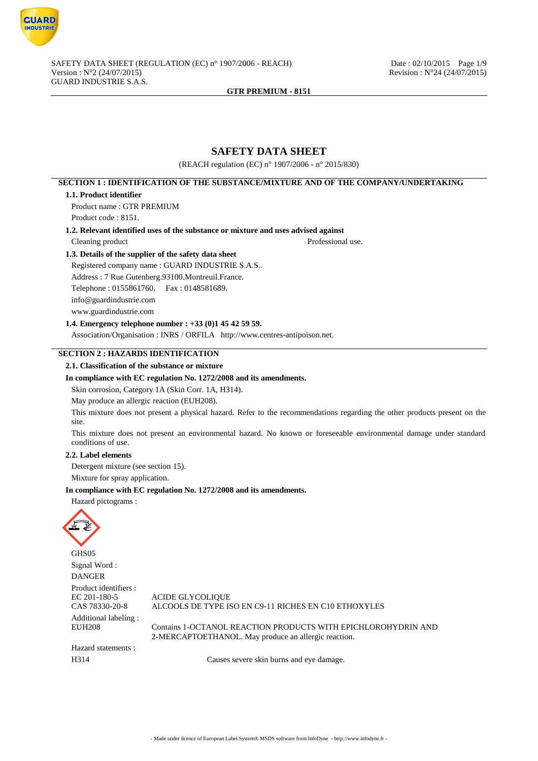# SAFETY DATA SHEET

(REACH regulation (EC) n° 1907/2006 - n° 2015/830)

## SECTION 1 : IDENTIFICATION OF THE SUBSTANCE/MIXTURE AND OF THE COMPANY/UNDERTAKING

### 1.1. Product identifier

Product name : GTR PREMIUM

Product code : 8151.

### 1.2. Relevant identified uses of the substance or mixture and uses advised against

Cleaning product  Professional use.

### 1.3. Details of the supplier of the safety data sheet

Registered company name : GUARD INDUSTRIE S.A.S..

Address : 7 Rue Gutenberg.93100.Montreuil.France.

Telephone : 0155861760.  Fax : 0148581689.

info@guardindustrie.com

www.guardindustrie.com

### 1.4. Emergency telephone number : +33 (0)1 45 42 59 59.

Association/Organisation : INRS / ORFILA  http://www.centres-antipoison.net.

## SECTION 2 : HAZARDS IDENTIFICATION

### 2.1. Classification of the substance or mixture

**In compliance with EC regulation No. 1272/2008 and its amendments.**

Skin corrosion, Category 1A (Skin Corr. 1A, H314).

May produce an allergic reaction (EUH208).

This mixture does not present a physical hazard. Refer to the recommendations regarding the other products present on the site.

This mixture does not present an environmental hazard. No known or foreseeable environmental damage under standard conditions of use.

### 2.2. Label elements

Detergent mixture (see section 15).

Mixture for spray application.

**In compliance with EC regulation No. 1272/2008 and its amendments.**

Hazard pictograms :

GHS05

Signal Word :

DANGER

Product identifiers :

| | |
|---|---|
| EC 201-180-5 | ACIDE GLYCOLIQUE |
| CAS 78330-20-8 | ALCOOLS DE TYPE ISO EN C9-11 RICHES EN C10 ETHOXYLES |

Additional labeling :

| | |
|---|---|
| EUH208 | Contains 1-OCTANOL REACTION PRODUCTS WITH EPICHLOROHYDRIN AND 2-MERCAPTOETHANOL. May produce an allergic reaction. |

Hazard statements :

| | |
|---|---|
| H314 | Causes severe skin burns and eye damage. |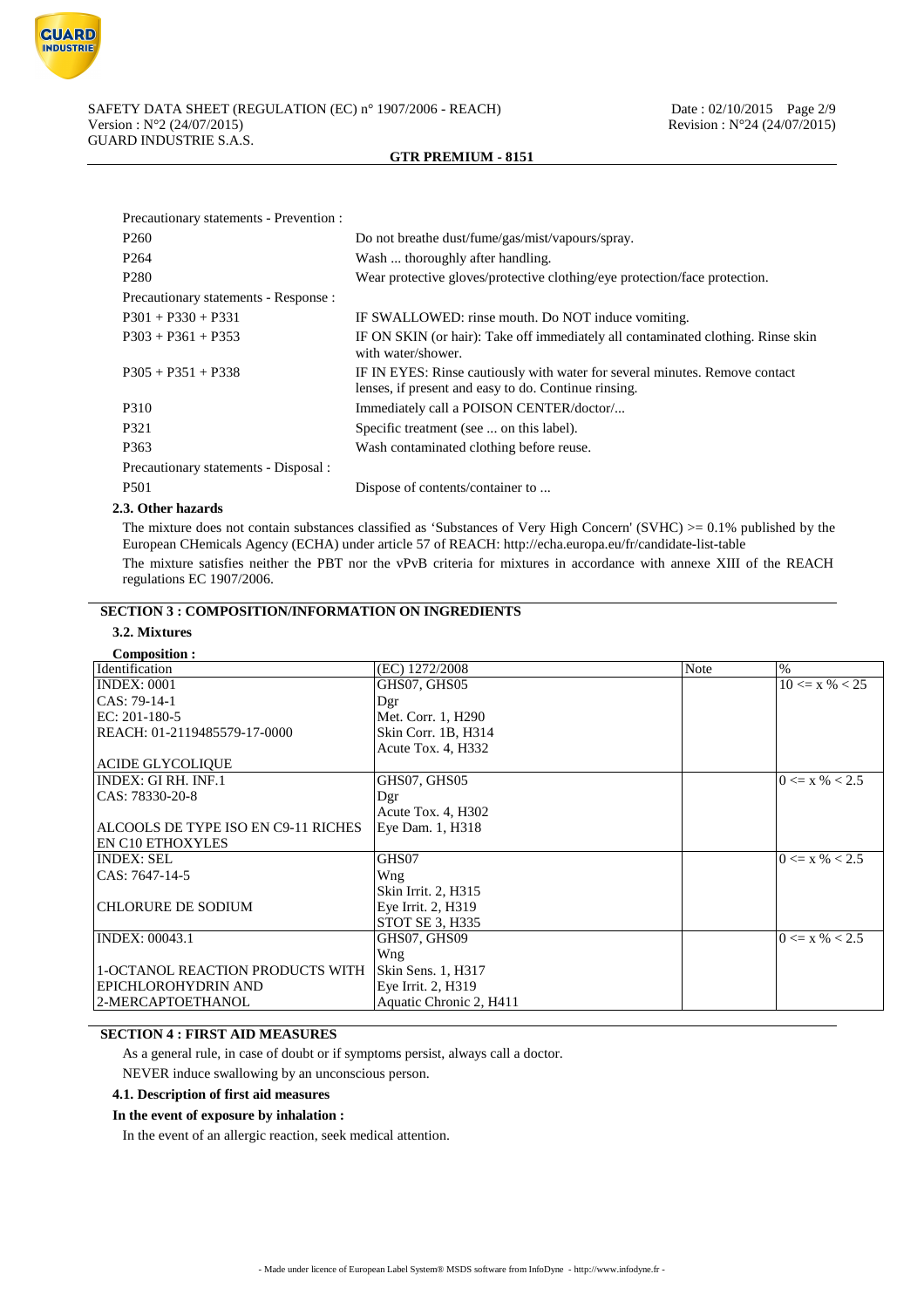Precautionary statements - Prevention :

| | |
|---|---|
| P260 | Do not breathe dust/fume/gas/mist/vapours/spray. |
| P264 | Wash ... thoroughly after handling. |
| P280 | Wear protective gloves/protective clothing/eye protection/face protection. |

Precautionary statements - Response :

| | |
|---|---|
| P301 + P330 + P331 | IF SWALLOWED: rinse mouth. Do NOT induce vomiting. |
| P303 + P361 + P353 | IF ON SKIN (or hair): Take off immediately all contaminated clothing. Rinse skin with water/shower. |
| P305 + P351 + P338 | IF IN EYES: Rinse cautiously with water for several minutes. Remove contact lenses, if present and easy to do. Continue rinsing. |
| P310 | Immediately call a POISON CENTER/doctor/... |
| P321 | Specific treatment (see ... on this label). |
| P363 | Wash contaminated clothing before reuse. |

Precautionary statements - Disposal :

| | |
|---|---|
| P501 | Dispose of contents/container to ... |

### 2.3. Other hazards

The mixture does not contain substances classified as 'Substances of Very High Concern' (SVHC) >= 0.1% published by the European CHemicals Agency (ECHA) under article 57 of REACH: http://echa.europa.eu/fr/candidate-list-table

The mixture satisfies neither the PBT nor the vPvB criteria for mixtures in accordance with annexe XIII of the REACH regulations EC 1907/2006.

## SECTION 3 : COMPOSITION/INFORMATION ON INGREDIENTS

### 3.2. Mixtures

**Composition :**

| Identification | (EC) 1272/2008 | Note | % |
|---|---|---|---|
| INDEX: 0001<br>CAS: 79-14-1<br>EC: 201-180-5<br>REACH: 01-2119485579-17-0000<br><br>ACIDE GLYCOLIQUE | GHS07, GHS05<br>Dgr<br>Met. Corr. 1, H290<br>Skin Corr. 1B, H314<br>Acute Tox. 4, H332 | | 10 <= x % < 25 |
| INDEX: GI RH. INF.1<br>CAS: 78330-20-8<br><br>ALCOOLS DE TYPE ISO EN C9-11 RICHES EN C10 ETHOXYLES | GHS07, GHS05<br>Dgr<br>Acute Tox. 4, H302<br>Eye Dam. 1, H318 | | 0 <= x % < 2.5 |
| INDEX: SEL<br>CAS: 7647-14-5<br><br>CHLORURE DE SODIUM | GHS07<br>Wng<br>Skin Irrit. 2, H315<br>Eye Irrit. 2, H319<br>STOT SE 3, H335 | | 0 <= x % < 2.5 |
| INDEX: 00043.1<br><br>1-OCTANOL REACTION PRODUCTS WITH EPICHLOROHYDRIN AND 2-MERCAPTOETHANOL | GHS07, GHS09<br>Wng<br>Skin Sens. 1, H317<br>Eye Irrit. 2, H319<br>Aquatic Chronic 2, H411 | | 0 <= x % < 2.5 |

## SECTION 4 : FIRST AID MEASURES

As a general rule, in case of doubt or if symptoms persist, always call a doctor.

NEVER induce swallowing by an unconscious person.

### 4.1. Description of first aid measures

**In the event of exposure by inhalation :**

In the event of an allergic reaction, seek medical attention.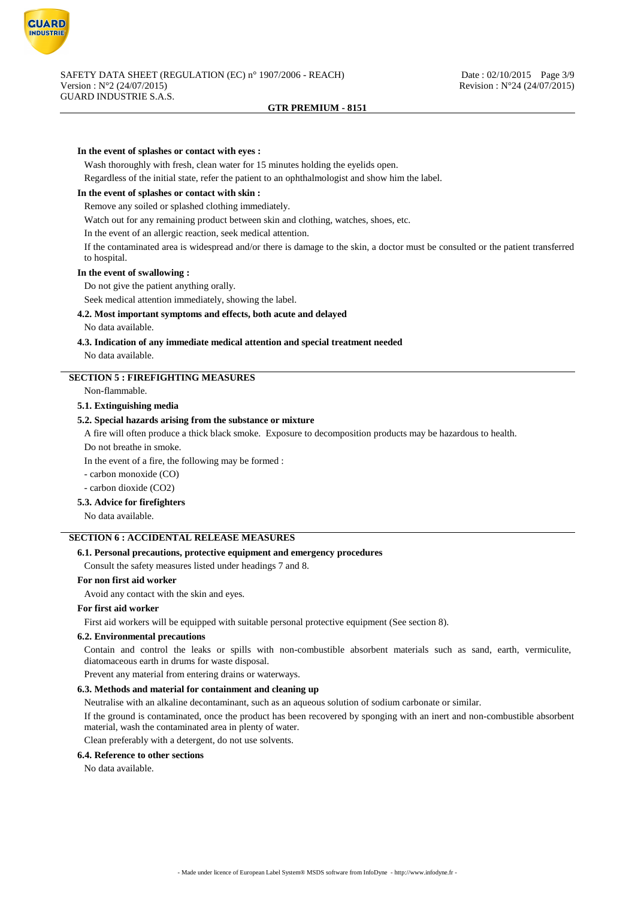**In the event of splashes or contact with eyes :**

Wash thoroughly with fresh, clean water for 15 minutes holding the eyelids open.

Regardless of the initial state, refer the patient to an ophthalmologist and show him the label.

**In the event of splashes or contact with skin :**

Remove any soiled or splashed clothing immediately.

Watch out for any remaining product between skin and clothing, watches, shoes, etc.

In the event of an allergic reaction, seek medical attention.

If the contaminated area is widespread and/or there is damage to the skin, a doctor must be consulted or the patient transferred to hospital.

**In the event of swallowing :**

Do not give the patient anything orally.

Seek medical attention immediately, showing the label.

### 4.2. Most important symptoms and effects, both acute and delayed

No data available.

### 4.3. Indication of any immediate medical attention and special treatment needed

No data available.

## SECTION 5 : FIREFIGHTING MEASURES

Non-flammable.

### 5.1. Extinguishing media

### 5.2. Special hazards arising from the substance or mixture

A fire will often produce a thick black smoke. Exposure to decomposition products may be hazardous to health.

Do not breathe in smoke.

In the event of a fire, the following may be formed :

- carbon monoxide (CO)
- carbon dioxide ($CO_2$)

### 5.3. Advice for firefighters

No data available.

## SECTION 6 : ACCIDENTAL RELEASE MEASURES

### 6.1. Personal precautions, protective equipment and emergency procedures

Consult the safety measures listed under headings 7 and 8.

**For non first aid worker**

Avoid any contact with the skin and eyes.

**For first aid worker**

First aid workers will be equipped with suitable personal protective equipment (See section 8).

### 6.2. Environmental precautions

Contain and control the leaks or spills with non-combustible absorbent materials such as sand, earth, vermiculite, diatomaceous earth in drums for waste disposal.

Prevent any material from entering drains or waterways.

### 6.3. Methods and material for containment and cleaning up

Neutralise with an alkaline decontaminant, such as an aqueous solution of sodium carbonate or similar.

If the ground is contaminated, once the product has been recovered by sponging with an inert and non-combustible absorbent material, wash the contaminated area in plenty of water.

Clean preferably with a detergent, do not use solvents.

### 6.4. Reference to other sections

No data available.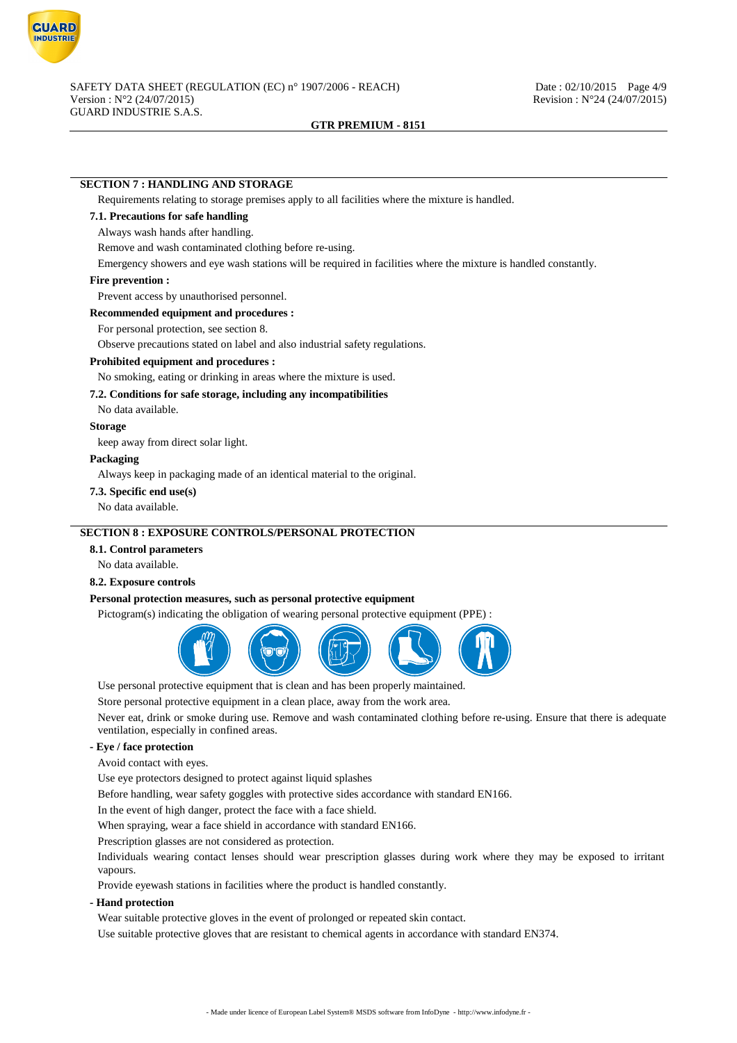## SECTION 7 : HANDLING AND STORAGE

Requirements relating to storage premises apply to all facilities where the mixture is handled.

### 7.1. Precautions for safe handling

Always wash hands after handling.

Remove and wash contaminated clothing before re-using.

Emergency showers and eye wash stations will be required in facilities where the mixture is handled constantly.

**Fire prevention :**

Prevent access by unauthorised personnel.

**Recommended equipment and procedures :**

For personal protection, see section 8.

Observe precautions stated on label and also industrial safety regulations.

**Prohibited equipment and procedures :**

No smoking, eating or drinking in areas where the mixture is used.

### 7.2. Conditions for safe storage, including any incompatibilities

No data available.

**Storage**

keep away from direct solar light.

**Packaging**

Always keep in packaging made of an identical material to the original.

### 7.3. Specific end use(s)

No data available.

## SECTION 8 : EXPOSURE CONTROLS/PERSONAL PROTECTION

### 8.1. Control parameters

No data available.

### 8.2. Exposure controls

**Personal protection measures, such as personal protective equipment**

Pictogram(s) indicating the obligation of wearing personal protective equipment (PPE) :

Use personal protective equipment that is clean and has been properly maintained.

Store personal protective equipment in a clean place, away from the work area.

Never eat, drink or smoke during use. Remove and wash contaminated clothing before re-using. Ensure that there is adequate ventilation, especially in confined areas.

**- Eye / face protection**

Avoid contact with eyes.

Use eye protectors designed to protect against liquid splashes

Before handling, wear safety goggles with protective sides accordance with standard EN166.

In the event of high danger, protect the face with a face shield.

When spraying, wear a face shield in accordance with standard EN166.

Prescription glasses are not considered as protection.

Individuals wearing contact lenses should wear prescription glasses during work where they may be exposed to irritant vapours.

Provide eyewash stations in facilities where the product is handled constantly.

**- Hand protection**

Wear suitable protective gloves in the event of prolonged or repeated skin contact.

Use suitable protective gloves that are resistant to chemical agents in accordance with standard EN374.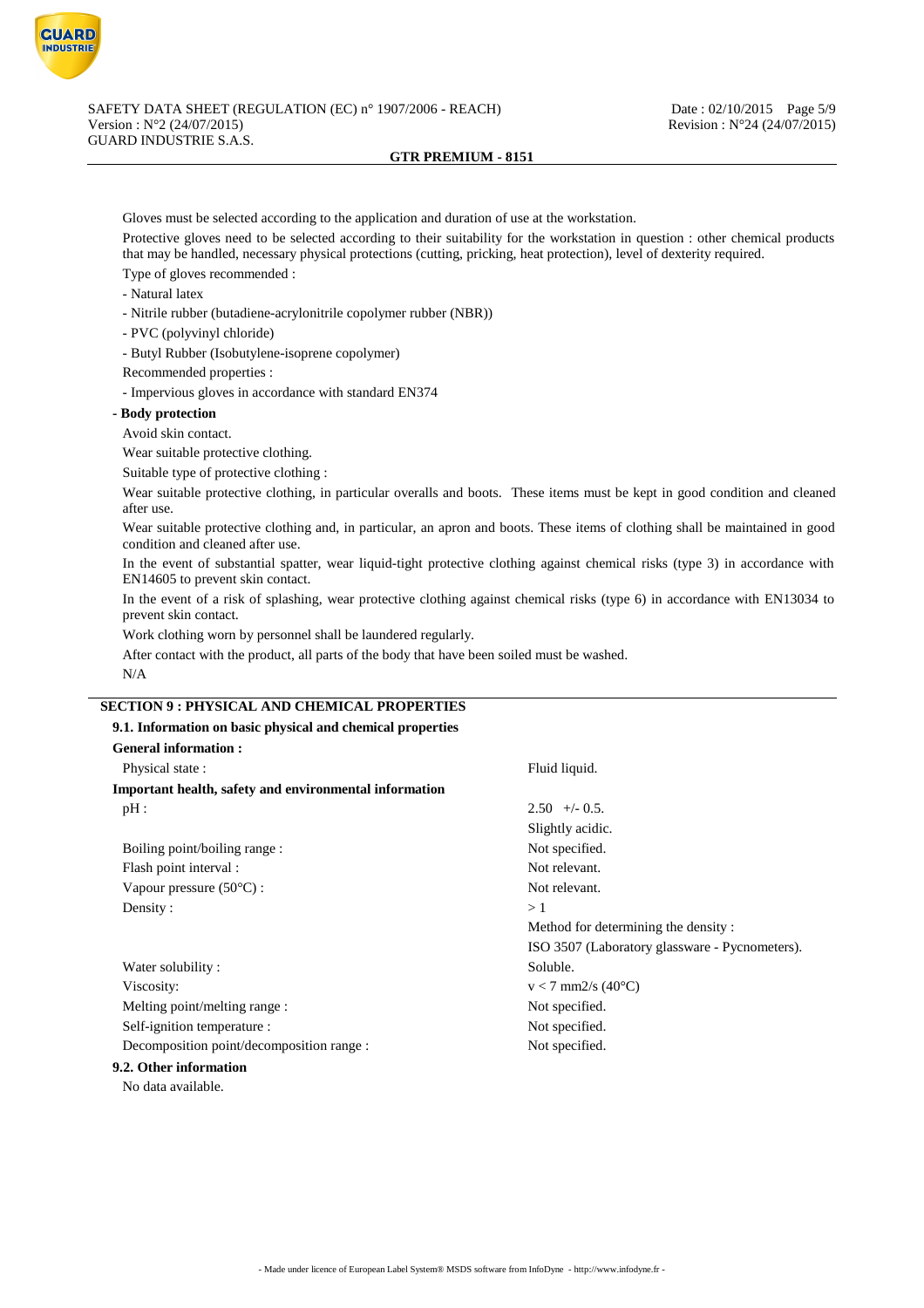Gloves must be selected according to the application and duration of use at the workstation.

Protective gloves need to be selected according to their suitability for the workstation in question : other chemical products that may be handled, necessary physical protections (cutting, pricking, heat protection), level of dexterity required.

Type of gloves recommended :

- Natural latex
- Nitrile rubber (butadiene-acrylonitrile copolymer rubber (NBR))
- PVC (polyvinyl chloride)
- Butyl Rubber (Isobutylene-isoprene copolymer)

Recommended properties :

- Impervious gloves in accordance with standard EN374

**- Body protection**

Avoid skin contact.

Wear suitable protective clothing.

Suitable type of protective clothing :

Wear suitable protective clothing, in particular overalls and boots. These items must be kept in good condition and cleaned after use.

Wear suitable protective clothing and, in particular, an apron and boots. These items of clothing shall be maintained in good condition and cleaned after use.

In the event of substantial spatter, wear liquid-tight protective clothing against chemical risks (type 3) in accordance with EN14605 to prevent skin contact.

In the event of a risk of splashing, wear protective clothing against chemical risks (type 6) in accordance with EN13034 to prevent skin contact.

Work clothing worn by personnel shall be laundered regularly.

After contact with the product, all parts of the body that have been soiled must be washed.

N/A

## SECTION 9 : PHYSICAL AND CHEMICAL PROPERTIES

### 9.1. Information on basic physical and chemical properties

**General information :**

| | |
|---|---|
| Physical state : | Fluid liquid. |

**Important health, safety and environmental information**

| | |
|---|---|
| pH : | 2.50 +/- 0.5. |
| | Slightly acidic. |
| Boiling point/boiling range : | Not specified. |
| Flash point interval : | Not relevant. |
| Vapour pressure (50°C) : | Not relevant. |
| Density : | > 1 |
| | Method for determining the density : |
| | ISO 3507 (Laboratory glassware - Pycnometers). |
| Water solubility : | Soluble. |
| Viscosity: | $v < 7$ mm2/s (40°C) |
| Melting point/melting range : | Not specified. |
| Self-ignition temperature : | Not specified. |
| Decomposition point/decomposition range : | Not specified. |

### 9.2. Other information

No data available.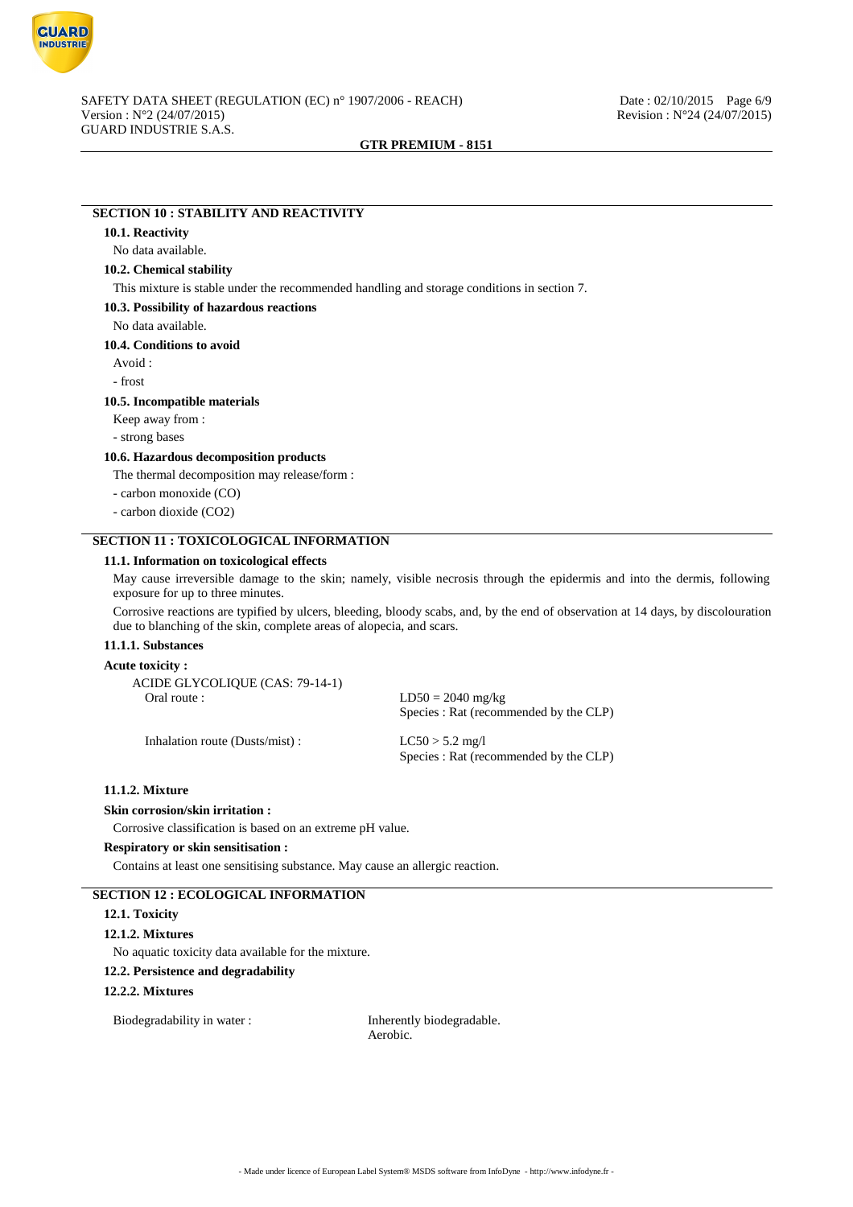## SECTION 10 : STABILITY AND REACTIVITY

### 10.1. Reactivity

No data available.

### 10.2. Chemical stability

This mixture is stable under the recommended handling and storage conditions in section 7.

### 10.3. Possibility of hazardous reactions

No data available.

### 10.4. Conditions to avoid

Avoid :

- frost

### 10.5. Incompatible materials

Keep away from :

- strong bases

### 10.6. Hazardous decomposition products

The thermal decomposition may release/form :

- carbon monoxide (CO)
- carbon dioxide ($CO_2$)

## SECTION 11 : TOXICOLOGICAL INFORMATION

### 11.1. Information on toxicological effects

May cause irreversible damage to the skin; namely, visible necrosis through the epidermis and into the dermis, following exposure for up to three minutes.

Corrosive reactions are typified by ulcers, bleeding, bloody scabs, and, by the end of observation at 14 days, by discolouration due to blanching of the skin, complete areas of alopecia, and scars.

#### 11.1.1. Substances

**Acute toxicity :**

ACIDE GLYCOLIQUE (CAS: 79-14-1)

| | |
|---|---|
| Oral route : | $LD50 = 2040$ mg/kg<br>Species : Rat (recommended by the CLP) |
| Inhalation route (Dusts/mist) : | $LC50 > 5.2$ mg/l<br>Species : Rat (recommended by the CLP) |

#### 11.1.2. Mixture

**Skin corrosion/skin irritation :**

Corrosive classification is based on an extreme pH value.

**Respiratory or skin sensitisation :**

Contains at least one sensitising substance. May cause an allergic reaction.

## SECTION 12 : ECOLOGICAL INFORMATION

### 12.1. Toxicity

#### 12.1.2. Mixtures

No aquatic toxicity data available for the mixture.

### 12.2. Persistence and degradability

#### 12.2.2. Mixtures

| | |
|---|---|
| Biodegradability in water : | Inherently biodegradable.<br>Aerobic. |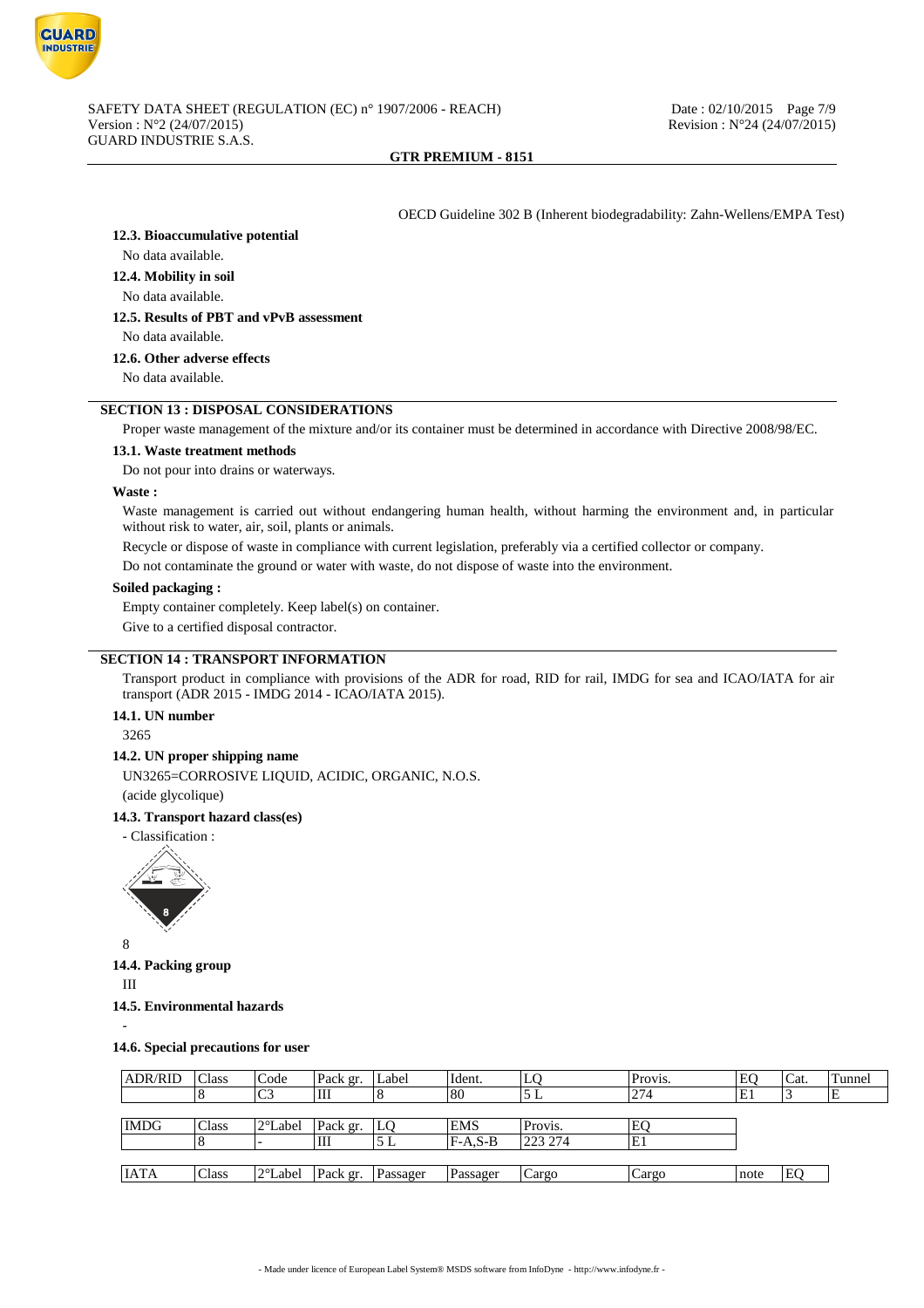OECD Guideline 302 B (Inherent biodegradability: Zahn-Wellens/EMPA Test)

**12.3. Bioaccumulative potential**

No data available.

**12.4. Mobility in soil**

No data available.

**12.5. Results of PBT and vPvB assessment**

No data available.

**12.6. Other adverse effects**

No data available.

## SECTION 13 : DISPOSAL CONSIDERATIONS

Proper waste management of the mixture and/or its container must be determined in accordance with Directive 2008/98/EC.

**13.1. Waste treatment methods**

Do not pour into drains or waterways.

**Waste :**

Waste management is carried out without endangering human health, without harming the environment and, in particular without risk to water, air, soil, plants or animals.

Recycle or dispose of waste in compliance with current legislation, preferably via a certified collector or company.

Do not contaminate the ground or water with waste, do not dispose of waste into the environment.

**Soiled packaging :**

Empty container completely. Keep label(s) on container.

Give to a certified disposal contractor.

## SECTION 14 : TRANSPORT INFORMATION

Transport product in compliance with provisions of the ADR for road, RID for rail, IMDG for sea and ICAO/IATA for air transport (ADR 2015 - IMDG 2014 - ICAO/IATA 2015).

**14.1. UN number**

3265

**14.2. UN proper shipping name**

UN3265=CORROSIVE LIQUID, ACIDIC, ORGANIC, N.O.S.

(acide glycolique)

**14.3. Transport hazard class(es)**

- Classification :

8

**14.4. Packing group**

III

**14.5. Environmental hazards**

-

**14.6. Special precautions for user**

| ADR/RID | Class | Code | Pack gr. | Label | Ident. | LQ | Provis. | EQ | Cat. | Tunnel |
|---|---|---|---|---|---|---|---|---|---|---|
| | 8 | C3 | III | 8 | 80 | 5 L | 274 | E1 | 3 | E |

| IMDG | Class | 2°Label | Pack gr. | LQ | EMS | Provis. | EQ |
|---|---|---|---|---|---|---|---|
| | 8 | - | III | 5 L | F-A,S-B | 223 274 | E1 |

| IATA | Class | 2°Label | Pack gr. | Passager | Passager | Cargo | Cargo | note | EQ |
|---|---|---|---|---|---|---|---|---|---|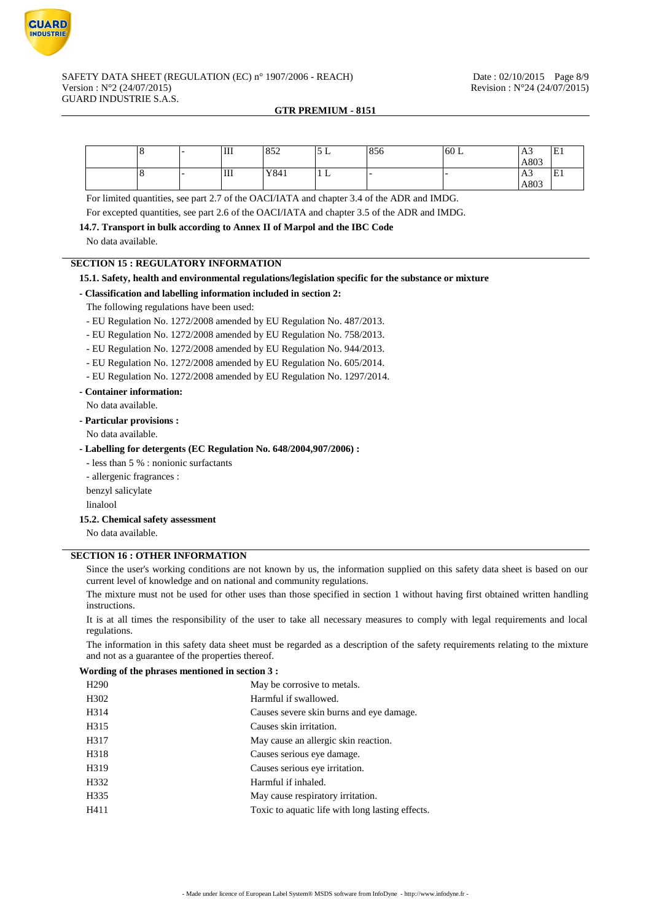| | 8 | - | III | 852 | 5 L | 856 | 60 L | A3 A803 | E1 |
|---|---|---|---|---|---|---|---|---|---|
| | 8 | - | III | Y841 | 1 L | - | - | A3 A803 | E1 |

For limited quantities, see part 2.7 of the OACI/IATA and chapter 3.4 of the ADR and IMDG.

For excepted quantities, see part 2.6 of the OACI/IATA and chapter 3.5 of the ADR and IMDG.

**14.7. Transport in bulk according to Annex II of Marpol and the IBC Code**

No data available.

## SECTION 15 : REGULATORY INFORMATION

**15.1. Safety, health and environmental regulations/legislation specific for the substance or mixture**

**- Classification and labelling information included in section 2:**

The following regulations have been used:

- EU Regulation No. 1272/2008 amended by EU Regulation No. 487/2013.
- EU Regulation No. 1272/2008 amended by EU Regulation No. 758/2013.
- EU Regulation No. 1272/2008 amended by EU Regulation No. 944/2013.
- EU Regulation No. 1272/2008 amended by EU Regulation No. 605/2014.
- EU Regulation No. 1272/2008 amended by EU Regulation No. 1297/2014.

**- Container information:**

No data available.

**- Particular provisions :**

No data available.

**- Labelling for detergents (EC Regulation No. 648/2004,907/2006) :**

- less than 5 % : nonionic surfactants
- allergenic fragrances :

benzyl salicylate

linalool

**15.2. Chemical safety assessment**

No data available.

## SECTION 16 : OTHER INFORMATION

Since the user's working conditions are not known by us, the information supplied on this safety data sheet is based on our current level of knowledge and on national and community regulations.

The mixture must not be used for other uses than those specified in section 1 without having first obtained written handling instructions.

It is at all times the responsibility of the user to take all necessary measures to comply with legal requirements and local regulations.

The information in this safety data sheet must be regarded as a description of the safety requirements relating to the mixture and not as a guarantee of the properties thereof.

**Wording of the phrases mentioned in section 3 :**

| | |
|---|---|
| H290 | May be corrosive to metals. |
| H302 | Harmful if swallowed. |
| H314 | Causes severe skin burns and eye damage. |
| H315 | Causes skin irritation. |
| H317 | May cause an allergic skin reaction. |
| H318 | Causes serious eye damage. |
| H319 | Causes serious eye irritation. |
| H332 | Harmful if inhaled. |
| H335 | May cause respiratory irritation. |
| H411 | Toxic to aquatic life with long lasting effects. |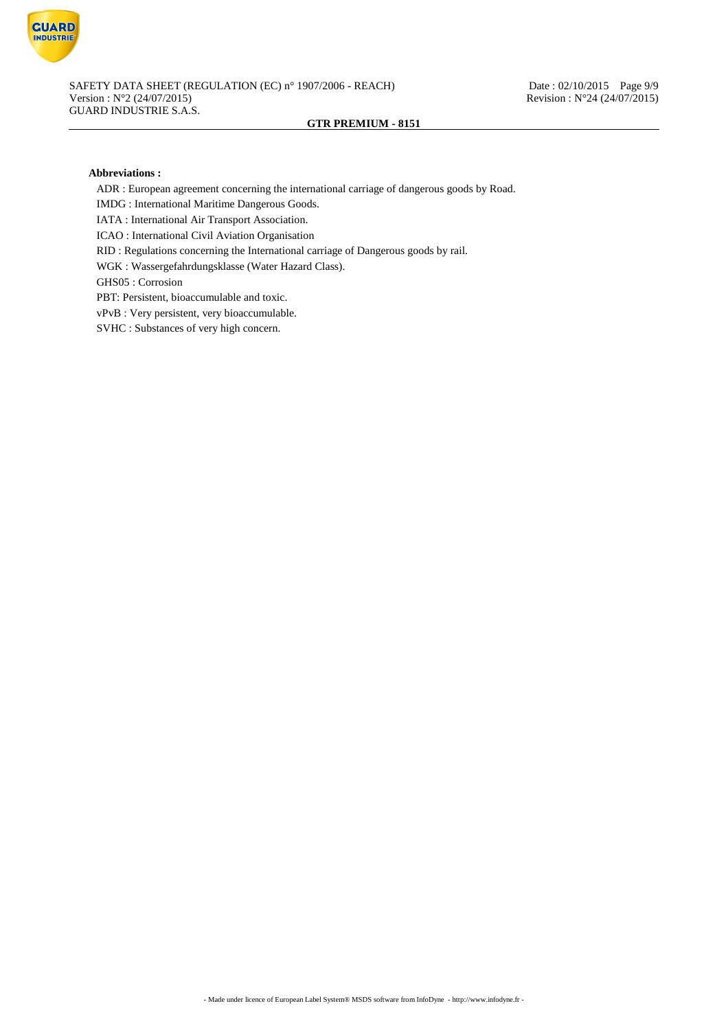**Abbreviations :**

ADR : European agreement concerning the international carriage of dangerous goods by Road.

IMDG : International Maritime Dangerous Goods.

IATA : International Air Transport Association.

ICAO : International Civil Aviation Organisation

RID : Regulations concerning the International carriage of Dangerous goods by rail.

WGK : Wassergefahrdungsklasse (Water Hazard Class).

GHS05 : Corrosion

PBT: Persistent, bioaccumulable and toxic.

vPvB : Very persistent, very bioaccumulable.

SVHC : Substances of very high concern.